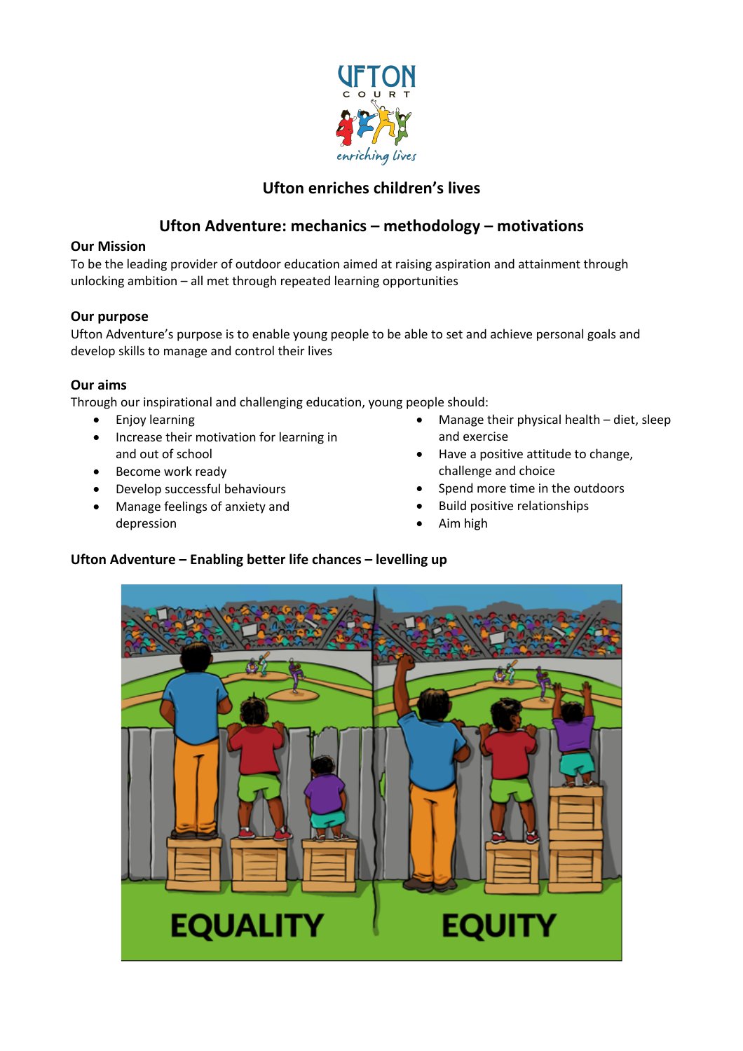# Ufton enriches children's lives

## Ufton Adventure: mechanics – methodology – motivations

### Our Mission

To be the leading provider of outdoor education aimed at raising aspiration and attainment through unlocking ambition – all met through repeated learning opportunities

### Our purpose

Ufton Adventure's purpose is to enable young people to be able to set and achieve personal goals and develop skills to manage and control their lives

### Our aims

Through our inspirational and challenging education, young people should:

- Enjoy learning
- Increase their motivation for learning in and out of school
- Become work ready
- Develop successful behaviours
- Manage feelings of anxiety and depression
- Manage their physical health – diet, sleep and exercise
- Have a positive attitude to change, challenge and choice
- Spend more time in the outdoors
- Build positive relationships
- Aim high

### Ufton Adventure – Enabling better life chances – levelling up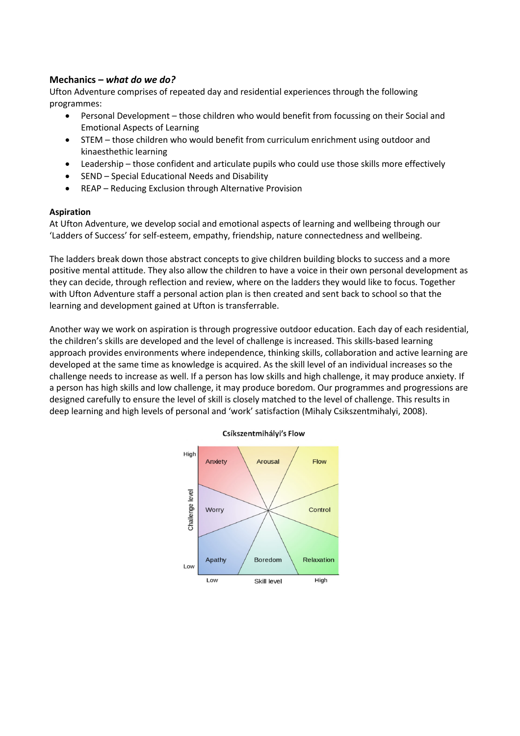**Mechanics – *what do we do?***

Ufton Adventure comprises of repeated day and residential experiences through the following programmes:

- Personal Development – those children who would benefit from focussing on their Social and Emotional Aspects of Learning
- STEM – those children who would benefit from curriculum enrichment using outdoor and kinaesthethic learning
- Leadership – those confident and articulate pupils who could use those skills more effectively
- SEND – Special Educational Needs and Disability
- REAP – Reducing Exclusion through Alternative Provision

**Aspiration**

At Ufton Adventure, we develop social and emotional aspects of learning and wellbeing through our 'Ladders of Success' for self-esteem, empathy, friendship, nature connectedness and wellbeing.

The ladders break down those abstract concepts to give children building blocks to success and a more positive mental attitude. They also allow the children to have a voice in their own personal development as they can decide, through reflection and review, where on the ladders they would like to focus. Together with Ufton Adventure staff a personal action plan is then created and sent back to school so that the learning and development gained at Ufton is transferrable.

Another way we work on aspiration is through progressive outdoor education. Each day of each residential, the children's skills are developed and the level of challenge is increased. This skills-based learning approach provides environments where independence, thinking skills, collaboration and active learning are developed at the same time as knowledge is acquired. As the skill level of an individual increases so the challenge needs to increase as well. If a person has low skills and high challenge, it may produce anxiety. If a person has high skills and low challenge, it may produce boredom. Our programmes and progressions are designed carefully to ensure the level of skill is closely matched to the level of challenge. This results in deep learning and high levels of personal and 'work' satisfaction (Mihaly Csikszentmihalyi, 2008).

Csíkszentmihályi's Flow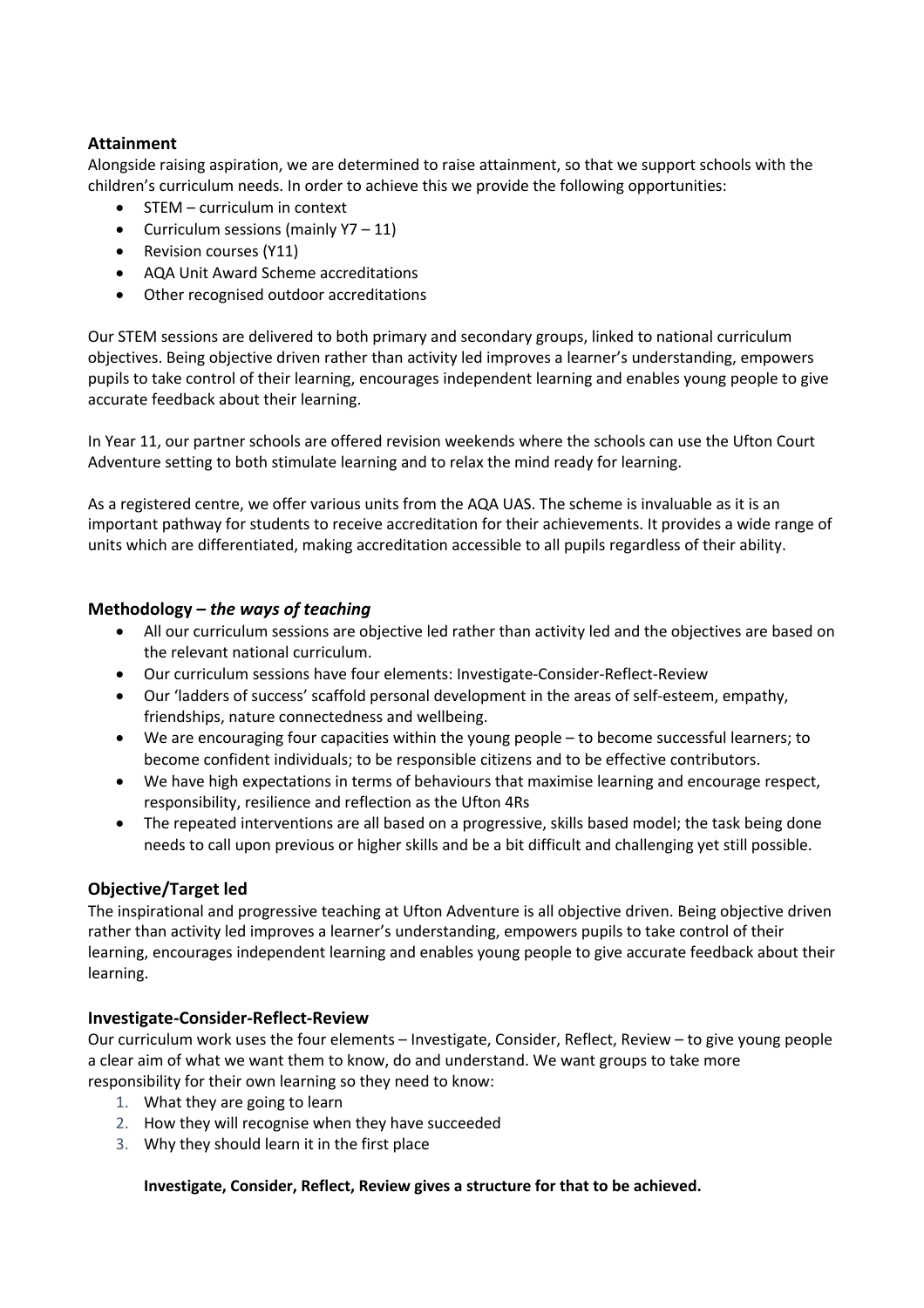### Attainment

Alongside raising aspiration, we are determined to raise attainment, so that we support schools with the children's curriculum needs. In order to achieve this we provide the following opportunities:

- STEM – curriculum in context
- Curriculum sessions (mainly Y7 – 11)
- Revision courses (Y11)
- AQA Unit Award Scheme accreditations
- Other recognised outdoor accreditations

Our STEM sessions are delivered to both primary and secondary groups, linked to national curriculum objectives. Being objective driven rather than activity led improves a learner's understanding, empowers pupils to take control of their learning, encourages independent learning and enables young people to give accurate feedback about their learning.

In Year 11, our partner schools are offered revision weekends where the schools can use the Ufton Court Adventure setting to both stimulate learning and to relax the mind ready for learning.

As a registered centre, we offer various units from the AQA UAS. The scheme is invaluable as it is an important pathway for students to receive accreditation for their achievements. It provides a wide range of units which are differentiated, making accreditation accessible to all pupils regardless of their ability.

### Methodology – *the ways of teaching*

- All our curriculum sessions are objective led rather than activity led and the objectives are based on the relevant national curriculum.
- Our curriculum sessions have four elements: Investigate-Consider-Reflect-Review
- Our 'ladders of success' scaffold personal development in the areas of self-esteem, empathy, friendships, nature connectedness and wellbeing.
- We are encouraging four capacities within the young people – to become successful learners; to become confident individuals; to be responsible citizens and to be effective contributors.
- We have high expectations in terms of behaviours that maximise learning and encourage respect, responsibility, resilience and reflection as the Ufton 4Rs
- The repeated interventions are all based on a progressive, skills based model; the task being done needs to call upon previous or higher skills and be a bit difficult and challenging yet still possible.

### Objective/Target led

The inspirational and progressive teaching at Ufton Adventure is all objective driven. Being objective driven rather than activity led improves a learner's understanding, empowers pupils to take control of their learning, encourages independent learning and enables young people to give accurate feedback about their learning.

### Investigate-Consider-Reflect-Review

Our curriculum work uses the four elements – Investigate, Consider, Reflect, Review – to give young people a clear aim of what we want them to know, do and understand. We want groups to take more responsibility for their own learning so they need to know:

1. What they are going to learn
2. How they will recognise when they have succeeded
3. Why they should learn it in the first place

**Investigate, Consider, Reflect, Review gives a structure for that to be achieved.**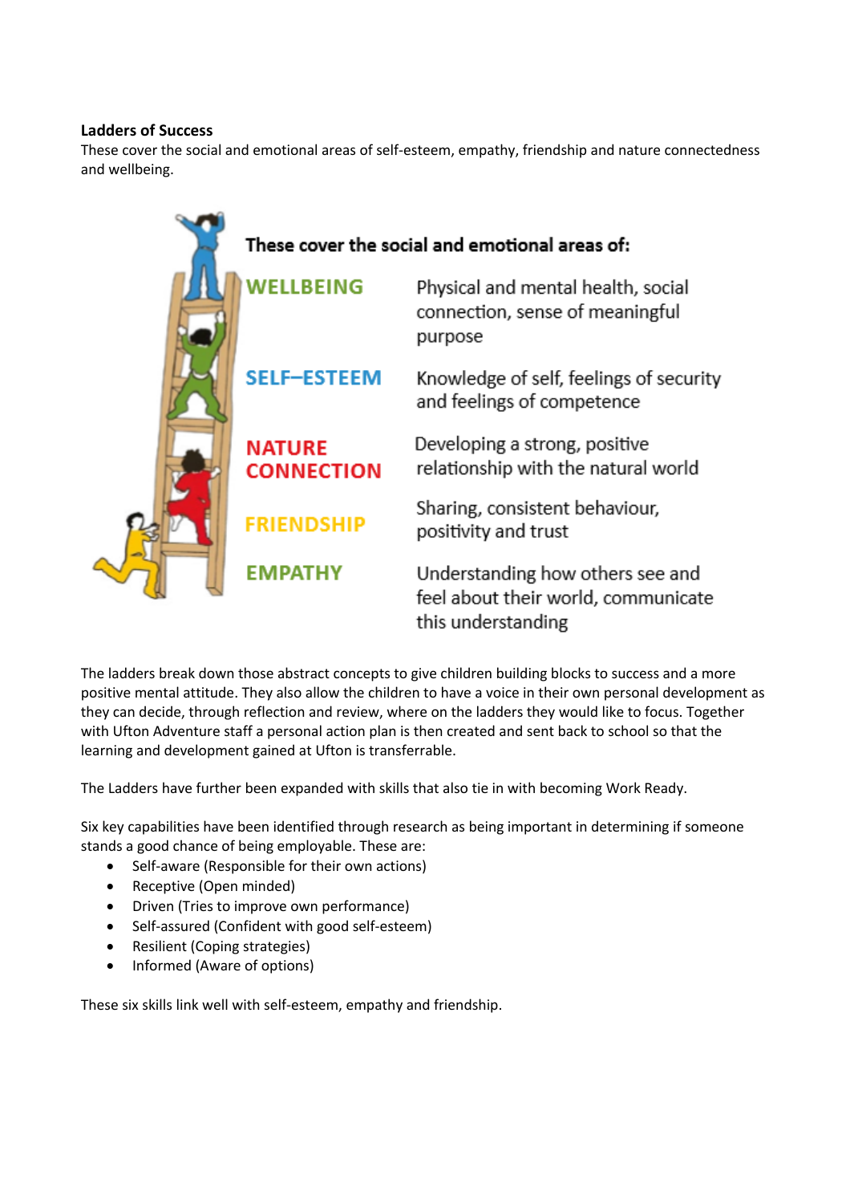**Ladders of Success**

These cover the social and emotional areas of self-esteem, empathy, friendship and nature connectedness and wellbeing.

**These cover the social and emotional areas of:**

| | |
|---|---|
| **WELLBEING** | Physical and mental health, social connection, sense of meaningful purpose |
| **SELF–ESTEEM** | Knowledge of self, feelings of security and feelings of competence |
| **NATURE CONNECTION** | Developing a strong, positive relationship with the natural world |
| **FRIENDSHIP** | Sharing, consistent behaviour, positivity and trust |
| **EMPATHY** | Understanding how others see and feel about their world, communicate this understanding |

The ladders break down those abstract concepts to give children building blocks to success and a more positive mental attitude. They also allow the children to have a voice in their own personal development as they can decide, through reflection and review, where on the ladders they would like to focus. Together with Ufton Adventure staff a personal action plan is then created and sent back to school so that the learning and development gained at Ufton is transferrable.

The Ladders have further been expanded with skills that also tie in with becoming Work Ready.

Six key capabilities have been identified through research as being important in determining if someone stands a good chance of being employable. These are:

- Self-aware (Responsible for their own actions)
- Receptive (Open minded)
- Driven (Tries to improve own performance)
- Self-assured (Confident with good self-esteem)
- Resilient (Coping strategies)
- Informed (Aware of options)

These six skills link well with self-esteem, empathy and friendship.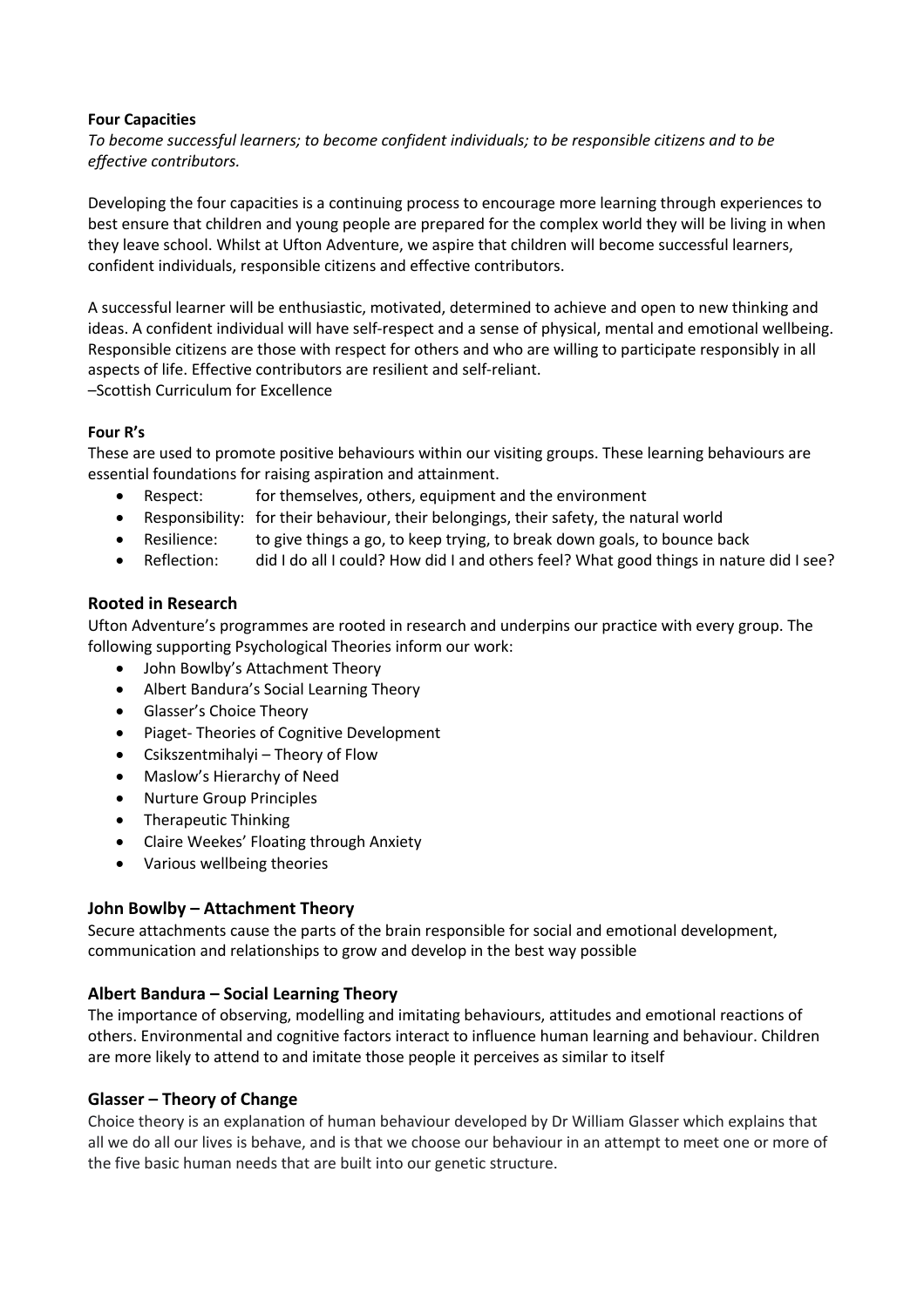**Four Capacities**

*To become successful learners; to become confident individuals; to be responsible citizens and to be effective contributors.*

Developing the four capacities is a continuing process to encourage more learning through experiences to best ensure that children and young people are prepared for the complex world they will be living in when they leave school. Whilst at Ufton Adventure, we aspire that children will become successful learners, confident individuals, responsible citizens and effective contributors.

A successful learner will be enthusiastic, motivated, determined to achieve and open to new thinking and ideas. A confident individual will have self-respect and a sense of physical, mental and emotional wellbeing. Responsible citizens are those with respect for others and who are willing to participate responsibly in all aspects of life. Effective contributors are resilient and self-reliant.
–Scottish Curriculum for Excellence

**Four R's**

These are used to promote positive behaviours within our visiting groups. These learning behaviours are essential foundations for raising aspiration and attainment.

- Respect: for themselves, others, equipment and the environment
- Responsibility: for their behaviour, their belongings, their safety, the natural world
- Resilience: to give things a go, to keep trying, to break down goals, to bounce back
- Reflection: did I do all I could? How did I and others feel? What good things in nature did I see?

## Rooted in Research

Ufton Adventure's programmes are rooted in research and underpins our practice with every group. The following supporting Psychological Theories inform our work:

- John Bowlby's Attachment Theory
- Albert Bandura's Social Learning Theory
- Glasser's Choice Theory
- Piaget- Theories of Cognitive Development
- Csikszentmihalyi – Theory of Flow
- Maslow's Hierarchy of Need
- Nurture Group Principles
- Therapeutic Thinking
- Claire Weekes' Floating through Anxiety
- Various wellbeing theories

## John Bowlby – Attachment Theory

Secure attachments cause the parts of the brain responsible for social and emotional development, communication and relationships to grow and develop in the best way possible

## Albert Bandura – Social Learning Theory

The importance of observing, modelling and imitating behaviours, attitudes and emotional reactions of others. Environmental and cognitive factors interact to influence human learning and behaviour. Children are more likely to attend to and imitate those people it perceives as similar to itself

## Glasser – Theory of Change

Choice theory is an explanation of human behaviour developed by Dr William Glasser which explains that all we do all our lives is behave, and is that we choose our behaviour in an attempt to meet one or more of the five basic human needs that are built into our genetic structure.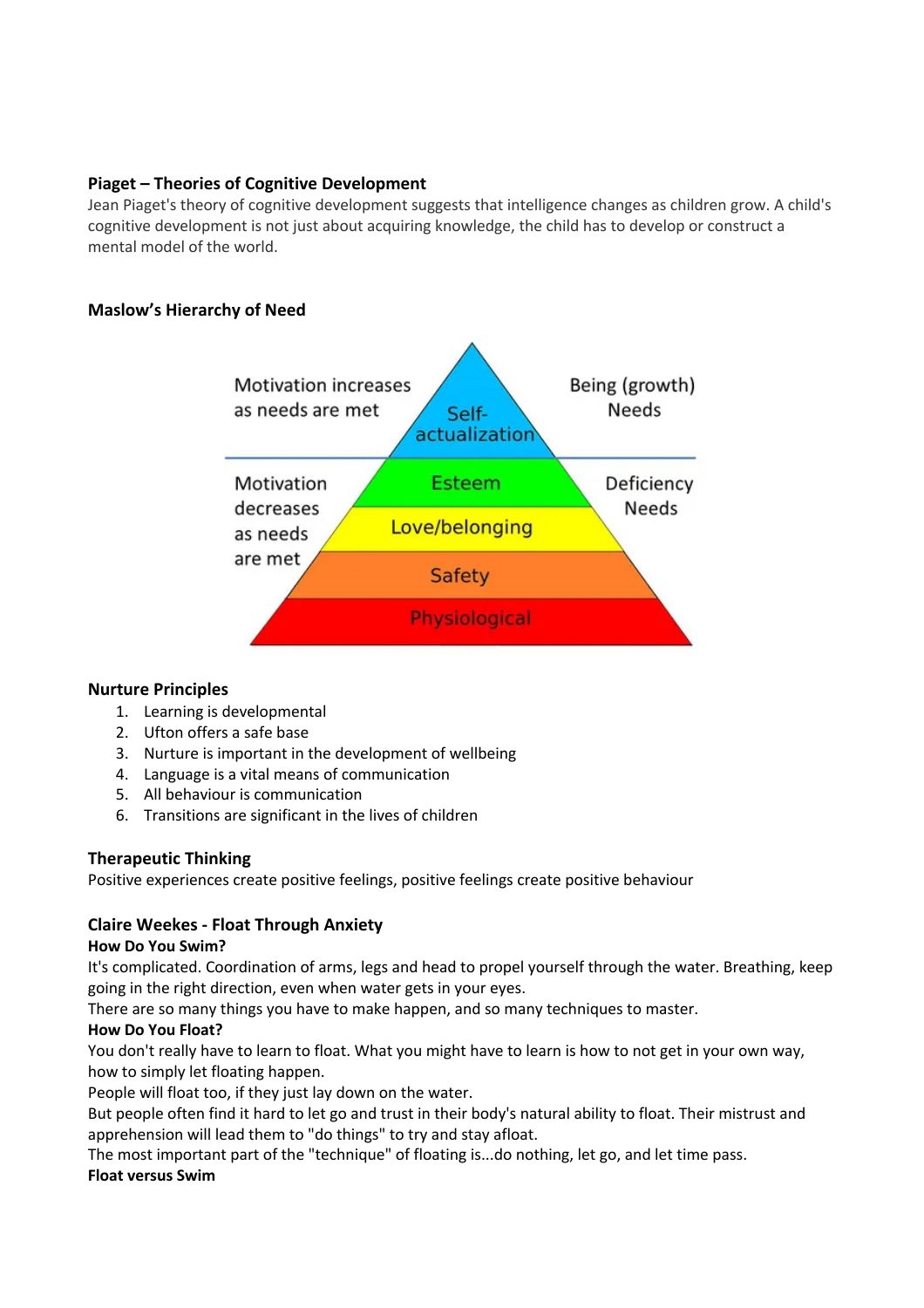**Piaget – Theories of Cognitive Development**

Jean Piaget's theory of cognitive development suggests that intelligence changes as children grow. A child's cognitive development is not just about acquiring knowledge, the child has to develop or construct a mental model of the world.

**Maslow's Hierarchy of Need**

Motivation increases as needs are met

Being (growth) Needs

Self-actualization

Motivation decreases as needs are met

Deficiency Needs

Esteem

Love/belonging

Safety

Physiological

**Nurture Principles**

1. Learning is developmental
2. Ufton offers a safe base
3. Nurture is important in the development of wellbeing
4. Language is a vital means of communication
5. All behaviour is communication
6. Transitions are significant in the lives of children

**Therapeutic Thinking**

Positive experiences create positive feelings, positive feelings create positive behaviour

**Claire Weekes - Float Through Anxiety**

**How Do You Swim?**

It's complicated. Coordination of arms, legs and head to propel yourself through the water. Breathing, keep going in the right direction, even when water gets in your eyes.
There are so many things you have to make happen, and so many techniques to master.

**How Do You Float?**

You don't really have to learn to float. What you might have to learn is how to not get in your own way, how to simply let floating happen.
People will float too, if they just lay down on the water.
But people often find it hard to let go and trust in their body's natural ability to float. Their mistrust and apprehension will lead them to "do things" to try and stay afloat.
The most important part of the "technique" of floating is...do nothing, let go, and let time pass.

**Float versus Swim**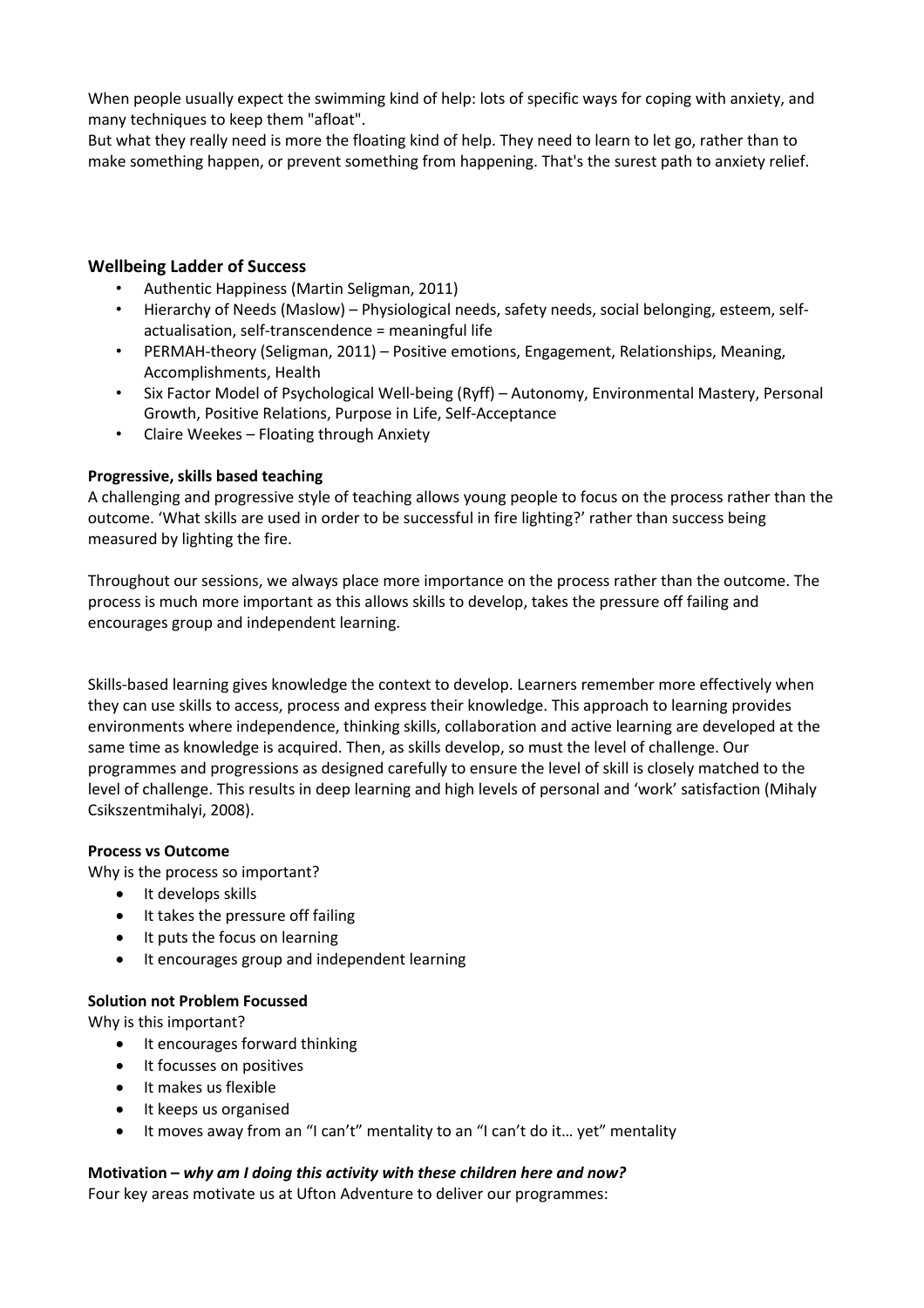When people usually expect the swimming kind of help: lots of specific ways for coping with anxiety, and many techniques to keep them "afloat".
But what they really need is more the floating kind of help. They need to learn to let go, rather than to make something happen, or prevent something from happening. That's the surest path to anxiety relief.

### Wellbeing Ladder of Success

- Authentic Happiness (Martin Seligman, 2011)
- Hierarchy of Needs (Maslow) – Physiological needs, safety needs, social belonging, esteem, self-actualisation, self-transcendence = meaningful life
- PERMAH-theory (Seligman, 2011) – Positive emotions, Engagement, Relationships, Meaning, Accomplishments, Health
- Six Factor Model of Psychological Well-being (Ryff) – Autonomy, Environmental Mastery, Personal Growth, Positive Relations, Purpose in Life, Self-Acceptance
- Claire Weekes – Floating through Anxiety

**Progressive, skills based teaching**

A challenging and progressive style of teaching allows young people to focus on the process rather than the outcome. 'What skills are used in order to be successful in fire lighting?' rather than success being measured by lighting the fire.

Throughout our sessions, we always place more importance on the process rather than the outcome. The process is much more important as this allows skills to develop, takes the pressure off failing and encourages group and independent learning.

Skills-based learning gives knowledge the context to develop. Learners remember more effectively when they can use skills to access, process and express their knowledge. This approach to learning provides environments where independence, thinking skills, collaboration and active learning are developed at the same time as knowledge is acquired. Then, as skills develop, so must the level of challenge. Our programmes and progressions as designed carefully to ensure the level of skill is closely matched to the level of challenge. This results in deep learning and high levels of personal and 'work' satisfaction (Mihaly Csikszentmihalyi, 2008).

**Process vs Outcome**

Why is the process so important?

- It develops skills
- It takes the pressure off failing
- It puts the focus on learning
- It encourages group and independent learning

**Solution not Problem Focussed**

Why is this important?

- It encourages forward thinking
- It focusses on positives
- It makes us flexible
- It keeps us organised
- It moves away from an "I can't" mentality to an "I can't do it… yet" mentality

**Motivation –** ***why am I doing this activity with these children here and now?***

Four key areas motivate us at Ufton Adventure to deliver our programmes: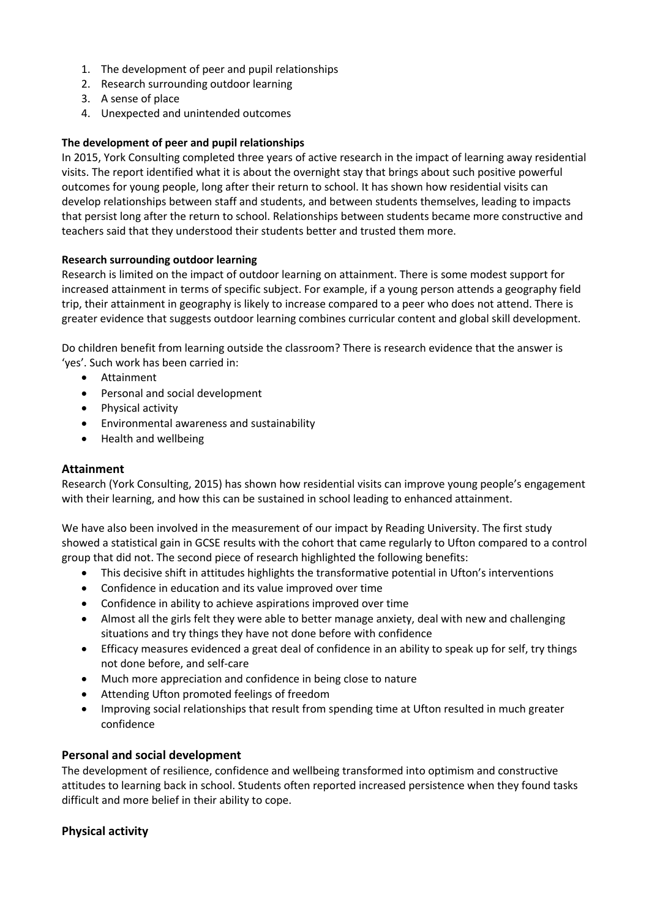1. The development of peer and pupil relationships
2. Research surrounding outdoor learning
3. A sense of place
4. Unexpected and unintended outcomes

**The development of peer and pupil relationships**

In 2015, York Consulting completed three years of active research in the impact of learning away residential visits. The report identified what it is about the overnight stay that brings about such positive powerful outcomes for young people, long after their return to school. It has shown how residential visits can develop relationships between staff and students, and between students themselves, leading to impacts that persist long after the return to school. Relationships between students became more constructive and teachers said that they understood their students better and trusted them more.

**Research surrounding outdoor learning**

Research is limited on the impact of outdoor learning on attainment. There is some modest support for increased attainment in terms of specific subject. For example, if a young person attends a geography field trip, their attainment in geography is likely to increase compared to a peer who does not attend. There is greater evidence that suggests outdoor learning combines curricular content and global skill development.

Do children benefit from learning outside the classroom? There is research evidence that the answer is 'yes'. Such work has been carried in:

- Attainment
- Personal and social development
- Physical activity
- Environmental awareness and sustainability
- Health and wellbeing

## Attainment

Research (York Consulting, 2015) has shown how residential visits can improve young people's engagement with their learning, and how this can be sustained in school leading to enhanced attainment.

We have also been involved in the measurement of our impact by Reading University. The first study showed a statistical gain in GCSE results with the cohort that came regularly to Ufton compared to a control group that did not. The second piece of research highlighted the following benefits:

- This decisive shift in attitudes highlights the transformative potential in Ufton's interventions
- Confidence in education and its value improved over time
- Confidence in ability to achieve aspirations improved over time
- Almost all the girls felt they were able to better manage anxiety, deal with new and challenging situations and try things they have not done before with confidence
- Efficacy measures evidenced a great deal of confidence in an ability to speak up for self, try things not done before, and self-care
- Much more appreciation and confidence in being close to nature
- Attending Ufton promoted feelings of freedom
- Improving social relationships that result from spending time at Ufton resulted in much greater confidence

## Personal and social development

The development of resilience, confidence and wellbeing transformed into optimism and constructive attitudes to learning back in school. Students often reported increased persistence when they found tasks difficult and more belief in their ability to cope.

## Physical activity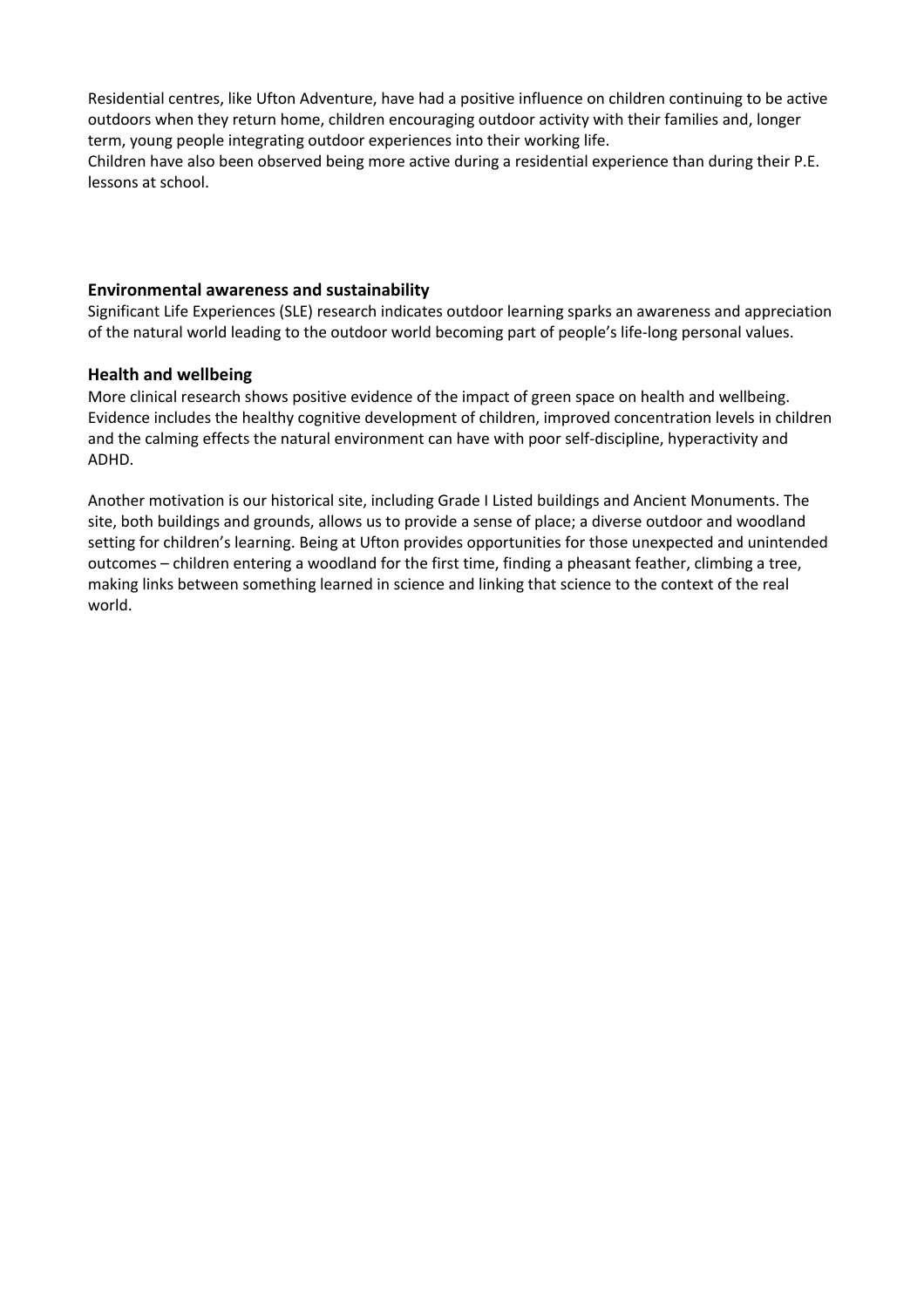Residential centres, like Ufton Adventure, have had a positive influence on children continuing to be active outdoors when they return home, children encouraging outdoor activity with their families and, longer term, young people integrating outdoor experiences into their working life.
Children have also been observed being more active during a residential experience than during their P.E. lessons at school.

### Environmental awareness and sustainability

Significant Life Experiences (SLE) research indicates outdoor learning sparks an awareness and appreciation of the natural world leading to the outdoor world becoming part of people's life-long personal values.

### Health and wellbeing

More clinical research shows positive evidence of the impact of green space on health and wellbeing. Evidence includes the healthy cognitive development of children, improved concentration levels in children and the calming effects the natural environment can have with poor self-discipline, hyperactivity and ADHD.

Another motivation is our historical site, including Grade I Listed buildings and Ancient Monuments. The site, both buildings and grounds, allows us to provide a sense of place; a diverse outdoor and woodland setting for children's learning. Being at Ufton provides opportunities for those unexpected and unintended outcomes – children entering a woodland for the first time, finding a pheasant feather, climbing a tree, making links between something learned in science and linking that science to the context of the real world.